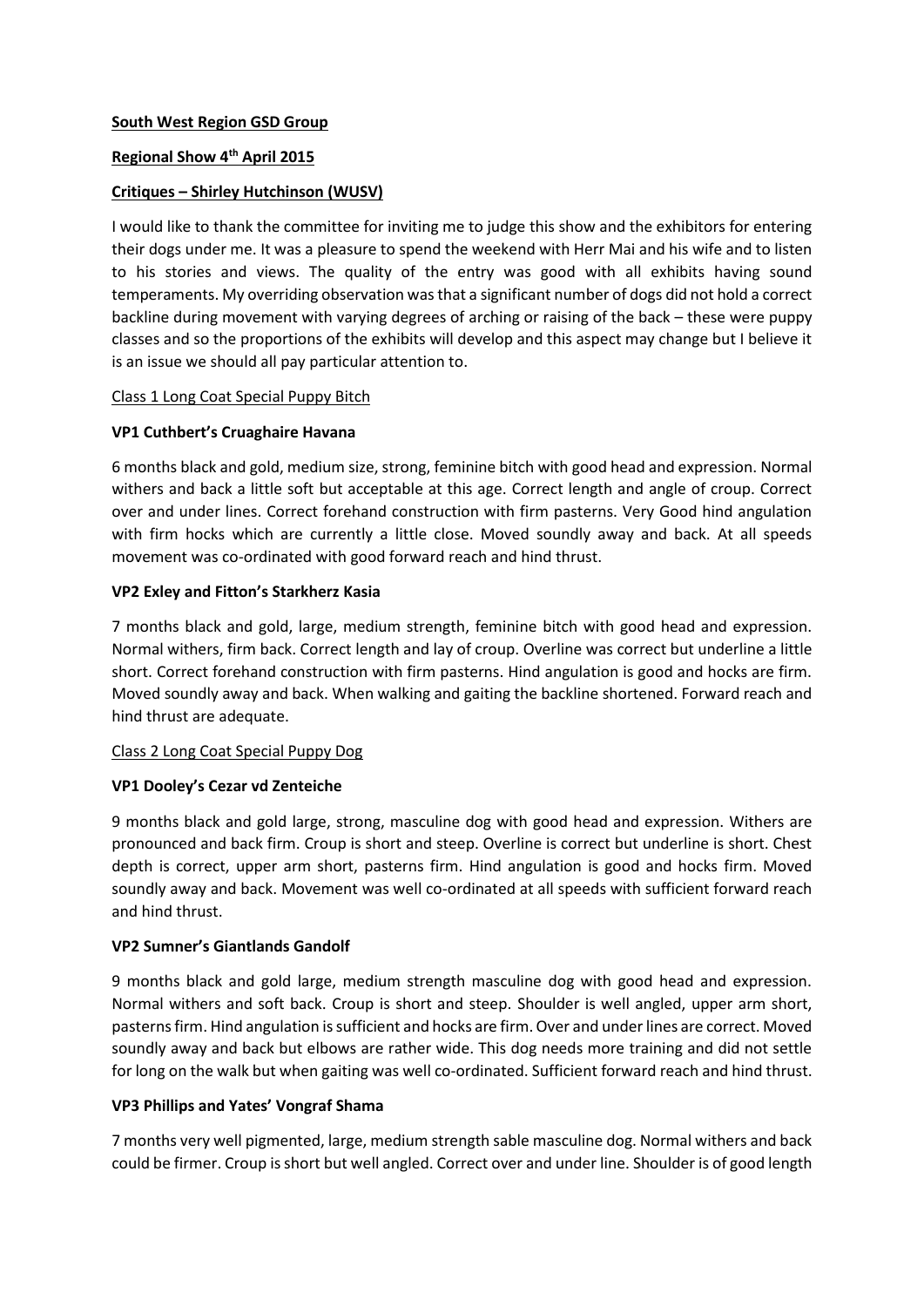**South West Region GSD Group**

**Regional Show 4th April 2015**

**Critiques – Shirley Hutchinson (WUSV)**

I would like to thank the committee for inviting me to judge this show and the exhibitors for entering their dogs under me. It was a pleasure to spend the weekend with Herr Mai and his wife and to listen to his stories and views. The quality of the entry was good with all exhibits having sound temperaments. My overriding observation was that a significant number of dogs did not hold a correct backline during movement with varying degrees of arching or raising of the back – these were puppy classes and so the proportions of the exhibits will develop and this aspect may change but I believe it is an issue we should all pay particular attention to.

Class 1 Long Coat Special Puppy Bitch

**VP1 Cuthbert's Cruaghaire Havana**

6 months black and gold, medium size, strong, feminine bitch with good head and expression. Normal withers and back a little soft but acceptable at this age. Correct length and angle of croup. Correct over and under lines. Correct forehand construction with firm pasterns. Very Good hind angulation with firm hocks which are currently a little close. Moved soundly away and back. At all speeds movement was co-ordinated with good forward reach and hind thrust.

**VP2 Exley and Fitton's Starkherz Kasia**

7 months black and gold, large, medium strength, feminine bitch with good head and expression. Normal withers, firm back. Correct length and lay of croup. Overline was correct but underline a little short. Correct forehand construction with firm pasterns. Hind angulation is good and hocks are firm. Moved soundly away and back. When walking and gaiting the backline shortened. Forward reach and hind thrust are adequate.

Class 2 Long Coat Special Puppy Dog

**VP1 Dooley's Cezar vd Zenteiche**

9 months black and gold large, strong, masculine dog with good head and expression. Withers are pronounced and back firm. Croup is short and steep. Overline is correct but underline is short. Chest depth is correct, upper arm short, pasterns firm. Hind angulation is good and hocks firm. Moved soundly away and back. Movement was well co-ordinated at all speeds with sufficient forward reach and hind thrust.

**VP2 Sumner's Giantlands Gandolf**

9 months black and gold large, medium strength masculine dog with good head and expression. Normal withers and soft back. Croup is short and steep. Shoulder is well angled, upper arm short, pasterns firm. Hind angulation is sufficient and hocks are firm. Over and under lines are correct. Moved soundly away and back but elbows are rather wide. This dog needs more training and did not settle for long on the walk but when gaiting was well co-ordinated. Sufficient forward reach and hind thrust.

**VP3 Phillips and Yates' Vongraf Shama**

7 months very well pigmented, large, medium strength sable masculine dog. Normal withers and back could be firmer. Croup is short but well angled. Correct over and under line. Shoulder is of good length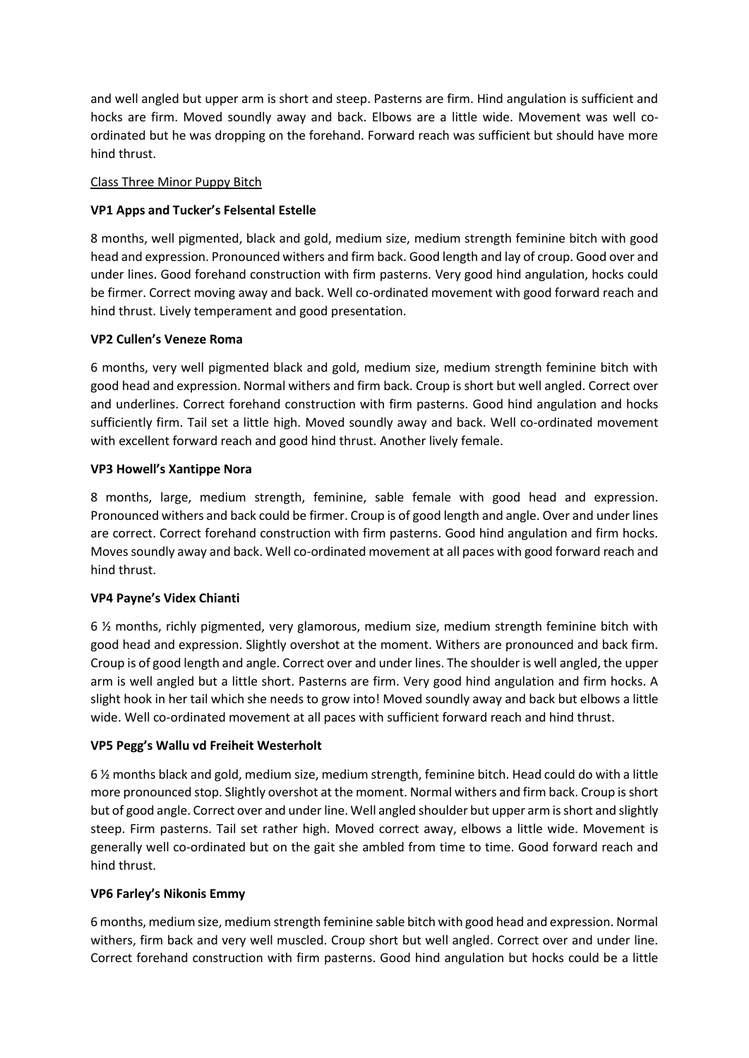and well angled but upper arm is short and steep. Pasterns are firm. Hind angulation is sufficient and hocks are firm. Moved soundly away and back. Elbows are a little wide. Movement was well co-ordinated but he was dropping on the forehand. Forward reach was sufficient but should have more hind thrust.

<u>Class Three Minor Puppy Bitch</u>

**VP1 Apps and Tucker's Felsental Estelle**

8 months, well pigmented, black and gold, medium size, medium strength feminine bitch with good head and expression. Pronounced withers and firm back. Good length and lay of croup. Good over and under lines. Good forehand construction with firm pasterns. Very good hind angulation, hocks could be firmer. Correct moving away and back. Well co-ordinated movement with good forward reach and hind thrust. Lively temperament and good presentation.

**VP2 Cullen's Veneze Roma**

6 months, very well pigmented black and gold, medium size, medium strength feminine bitch with good head and expression. Normal withers and firm back. Croup is short but well angled. Correct over and underlines. Correct forehand construction with firm pasterns. Good hind angulation and hocks sufficiently firm. Tail set a little high. Moved soundly away and back. Well co-ordinated movement with excellent forward reach and good hind thrust. Another lively female.

**VP3 Howell's Xantippe Nora**

8 months, large, medium strength, feminine, sable female with good head and expression. Pronounced withers and back could be firmer. Croup is of good length and angle. Over and under lines are correct. Correct forehand construction with firm pasterns. Good hind angulation and firm hocks. Moves soundly away and back. Well co-ordinated movement at all paces with good forward reach and hind thrust.

**VP4 Payne's Videx Chianti**

6 ½ months, richly pigmented, very glamorous, medium size, medium strength feminine bitch with good head and expression. Slightly overshot at the moment. Withers are pronounced and back firm. Croup is of good length and angle. Correct over and under lines. The shoulder is well angled, the upper arm is well angled but a little short. Pasterns are firm. Very good hind angulation and firm hocks. A slight hook in her tail which she needs to grow into! Moved soundly away and back but elbows a little wide. Well co-ordinated movement at all paces with sufficient forward reach and hind thrust.

**VP5 Pegg's Wallu vd Freiheit Westerholt**

6 ½ months black and gold, medium size, medium strength, feminine bitch. Head could do with a little more pronounced stop. Slightly overshot at the moment. Normal withers and firm back. Croup is short but of good angle. Correct over and under line. Well angled shoulder but upper arm is short and slightly steep. Firm pasterns. Tail set rather high. Moved correct away, elbows a little wide. Movement is generally well co-ordinated but on the gait she ambled from time to time. Good forward reach and hind thrust.

**VP6 Farley's Nikonis Emmy**

6 months, medium size, medium strength feminine sable bitch with good head and expression. Normal withers, firm back and very well muscled. Croup short but well angled. Correct over and under line. Correct forehand construction with firm pasterns. Good hind angulation but hocks could be a little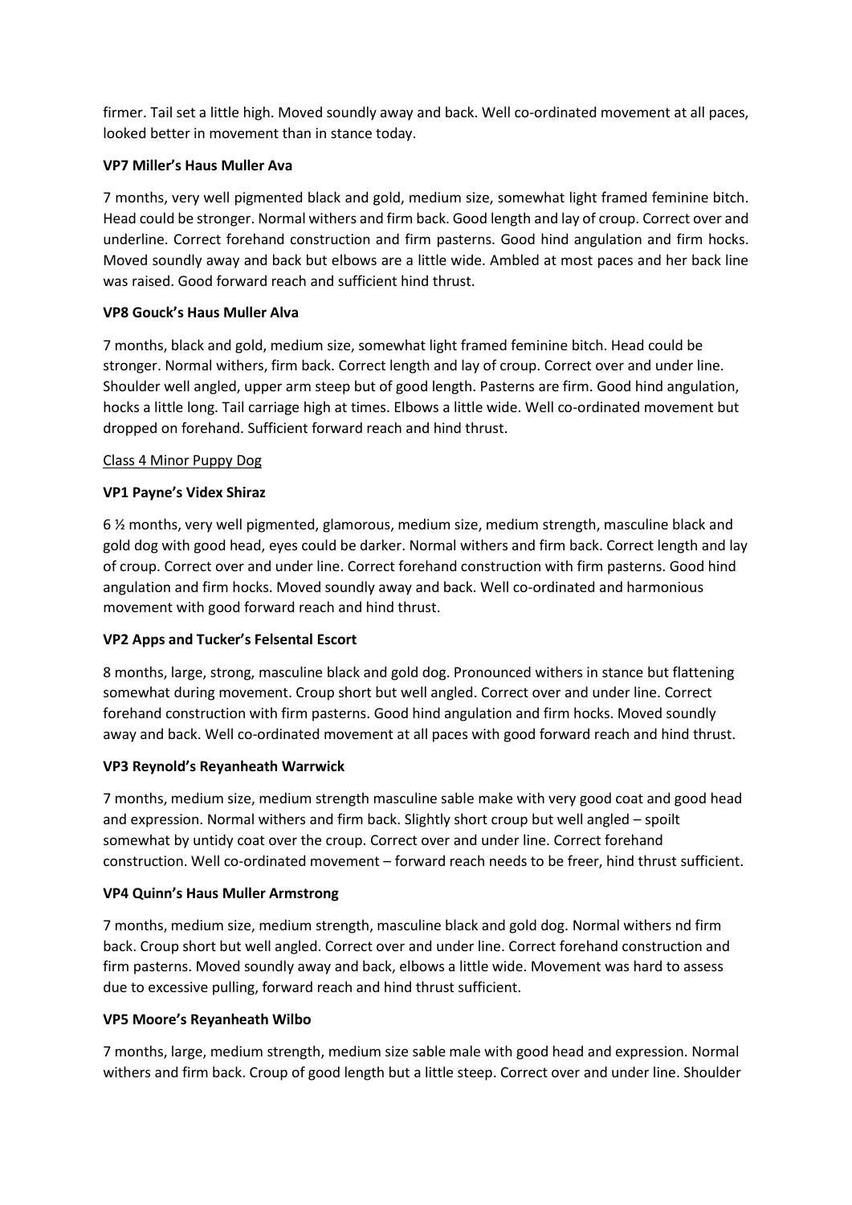firmer. Tail set a little high. Moved soundly away and back. Well co-ordinated movement at all paces, looked better in movement than in stance today.

**VP7 Miller's Haus Muller Ava**

7 months, very well pigmented black and gold, medium size, somewhat light framed feminine bitch. Head could be stronger. Normal withers and firm back. Good length and lay of croup. Correct over and underline. Correct forehand construction and firm pasterns. Good hind angulation and firm hocks. Moved soundly away and back but elbows are a little wide. Ambled at most paces and her back line was raised. Good forward reach and sufficient hind thrust.

**VP8 Gouck's Haus Muller Alva**

7 months, black and gold, medium size, somewhat light framed feminine bitch. Head could be stronger. Normal withers, firm back. Correct length and lay of croup. Correct over and under line. Shoulder well angled, upper arm steep but of good length. Pasterns are firm. Good hind angulation, hocks a little long. Tail carriage high at times. Elbows a little wide. Well co-ordinated movement but dropped on forehand. Sufficient forward reach and hind thrust.

<u>Class 4 Minor Puppy Dog</u>

**VP1 Payne's Videx Shiraz**

6 ½ months, very well pigmented, glamorous, medium size, medium strength, masculine black and gold dog with good head, eyes could be darker. Normal withers and firm back. Correct length and lay of croup. Correct over and under line. Correct forehand construction with firm pasterns. Good hind angulation and firm hocks. Moved soundly away and back. Well co-ordinated and harmonious movement with good forward reach and hind thrust.

**VP2 Apps and Tucker's Felsental Escort**

8 months, large, strong, masculine black and gold dog. Pronounced withers in stance but flattening somewhat during movement. Croup short but well angled. Correct over and under line. Correct forehand construction with firm pasterns. Good hind angulation and firm hocks. Moved soundly away and back. Well co-ordinated movement at all paces with good forward reach and hind thrust.

**VP3 Reynold's Reyanheath Warwick**

7 months, medium size, medium strength masculine sable make with very good coat and good head and expression. Normal withers and firm back. Slightly short croup but well angled – spoilt somewhat by untidy coat over the croup. Correct over and under line. Correct forehand construction. Well co-ordinated movement – forward reach needs to be freer, hind thrust sufficient.

**VP4 Quinn's Haus Muller Armstrong**

7 months, medium size, medium strength, masculine black and gold dog. Normal withers nd firm back. Croup short but well angled. Correct over and under line. Correct forehand construction and firm pasterns. Moved soundly away and back, elbows a little wide. Movement was hard to assess due to excessive pulling, forward reach and hind thrust sufficient.

**VP5 Moore's Reyanheath Wilbo**

7 months, large, medium strength, medium size sable male with good head and expression. Normal withers and firm back. Croup of good length but a little steep. Correct over and under line. Shoulder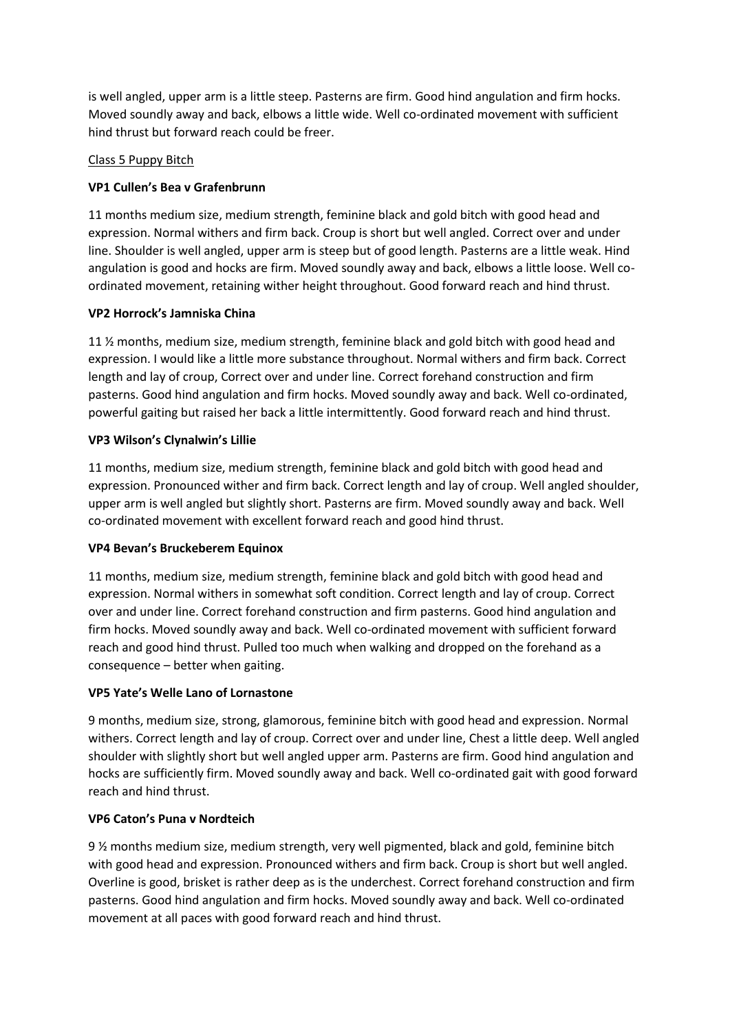is well angled, upper arm is a little steep. Pasterns are firm. Good hind angulation and firm hocks. Moved soundly away and back, elbows a little wide. Well co-ordinated movement with sufficient hind thrust but forward reach could be freer.

Class 5 Puppy Bitch

**VP1 Cullen's Bea v Grafenbrunn**

11 months medium size, medium strength, feminine black and gold bitch with good head and expression. Normal withers and firm back. Croup is short but well angled. Correct over and under line. Shoulder is well angled, upper arm is steep but of good length. Pasterns are a little weak. Hind angulation is good and hocks are firm. Moved soundly away and back, elbows a little loose. Well co-ordinated movement, retaining wither height throughout. Good forward reach and hind thrust.

**VP2 Horrock's Jamniska China**

11 ½ months, medium size, medium strength, feminine black and gold bitch with good head and expression. I would like a little more substance throughout. Normal withers and firm back. Correct length and lay of croup, Correct over and under line. Correct forehand construction and firm pasterns. Good hind angulation and firm hocks. Moved soundly away and back. Well co-ordinated, powerful gaiting but raised her back a little intermittently. Good forward reach and hind thrust.

**VP3 Wilson's Clynalwin's Lillie**

11 months, medium size, medium strength, feminine black and gold bitch with good head and expression. Pronounced wither and firm back. Correct length and lay of croup. Well angled shoulder, upper arm is well angled but slightly short. Pasterns are firm. Moved soundly away and back. Well co-ordinated movement with excellent forward reach and good hind thrust.

**VP4 Bevan's Bruckeberem Equinox**

11 months, medium size, medium strength, feminine black and gold bitch with good head and expression. Normal withers in somewhat soft condition. Correct length and lay of croup. Correct over and under line. Correct forehand construction and firm pasterns. Good hind angulation and firm hocks. Moved soundly away and back. Well co-ordinated movement with sufficient forward reach and good hind thrust. Pulled too much when walking and dropped on the forehand as a consequence – better when gaiting.

**VP5 Yate's Welle Lano of Lornastone**

9 months, medium size, strong, glamorous, feminine bitch with good head and expression. Normal withers. Correct length and lay of croup. Correct over and under line, Chest a little deep. Well angled shoulder with slightly short but well angled upper arm. Pasterns are firm. Good hind angulation and hocks are sufficiently firm. Moved soundly away and back. Well co-ordinated gait with good forward reach and hind thrust.

**VP6 Caton's Puna v Nordteich**

9 ½ months medium size, medium strength, very well pigmented, black and gold, feminine bitch with good head and expression. Pronounced withers and firm back. Croup is short but well angled. Overline is good, brisket is rather deep as is the underchest. Correct forehand construction and firm pasterns. Good hind angulation and firm hocks. Moved soundly away and back. Well co-ordinated movement at all paces with good forward reach and hind thrust.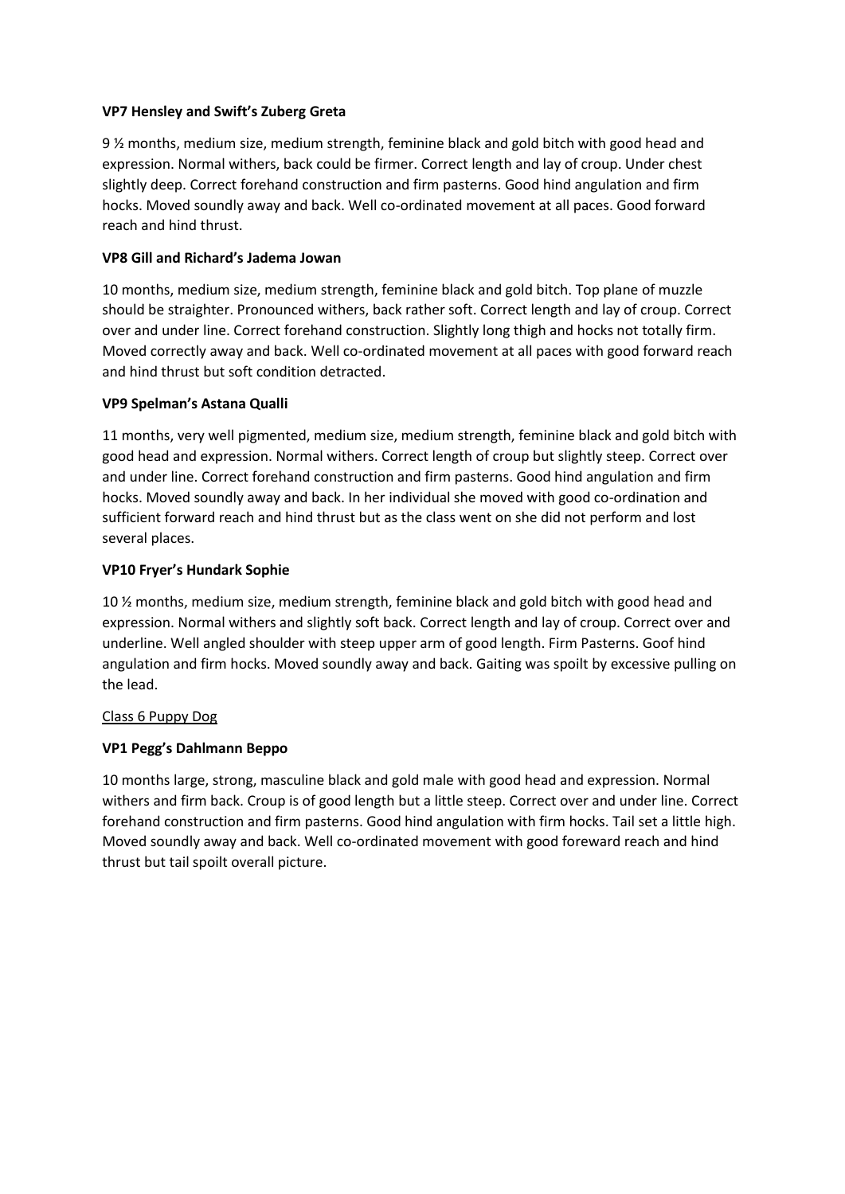**VP7 Hensley and Swift's Zuberg Greta**

9 ½ months, medium size, medium strength, feminine black and gold bitch with good head and expression. Normal withers, back could be firmer. Correct length and lay of croup. Under chest slightly deep. Correct forehand construction and firm pasterns. Good hind angulation and firm hocks. Moved soundly away and back. Well co-ordinated movement at all paces. Good forward reach and hind thrust.

**VP8 Gill and Richard's Jadema Jowan**

10 months, medium size, medium strength, feminine black and gold bitch. Top plane of muzzle should be straighter. Pronounced withers, back rather soft. Correct length and lay of croup. Correct over and under line. Correct forehand construction. Slightly long thigh and hocks not totally firm. Moved correctly away and back. Well co-ordinated movement at all paces with good forward reach and hind thrust but soft condition detracted.

**VP9 Spelman's Astana Qualli**

11 months, very well pigmented, medium size, medium strength, feminine black and gold bitch with good head and expression. Normal withers. Correct length of croup but slightly steep. Correct over and under line. Correct forehand construction and firm pasterns. Good hind angulation and firm hocks. Moved soundly away and back. In her individual she moved with good co-ordination and sufficient forward reach and hind thrust but as the class went on she did not perform and lost several places.

**VP10 Fryer's Hundark Sophie**

10 ½ months, medium size, medium strength, feminine black and gold bitch with good head and expression. Normal withers and slightly soft back. Correct length and lay of croup. Correct over and underline. Well angled shoulder with steep upper arm of good length. Firm Pasterns. Goof hind angulation and firm hocks. Moved soundly away and back. Gaiting was spoilt by excessive pulling on the lead.

<u>Class 6 Puppy Dog</u>

**VP1 Pegg's Dahlmann Beppo**

10 months large, strong, masculine black and gold male with good head and expression. Normal withers and firm back. Croup is of good length but a little steep. Correct over and under line. Correct forehand construction and firm pasterns. Good hind angulation with firm hocks. Tail set a little high. Moved soundly away and back. Well co-ordinated movement with good foreward reach and hind thrust but tail spoilt overall picture.